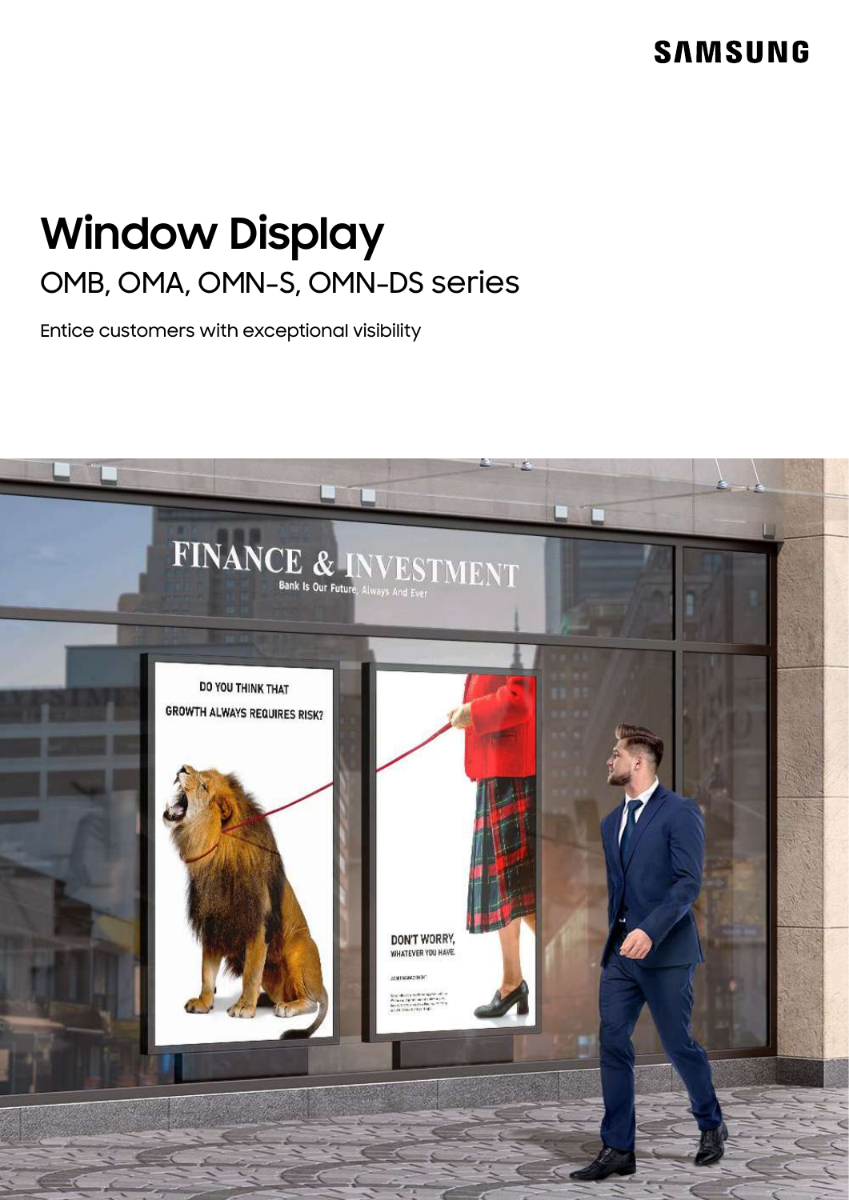SAMSUNG

# Window Display

## OMB, OMA, OMN-S, OMN-DS series

Entice customers with exceptional visibility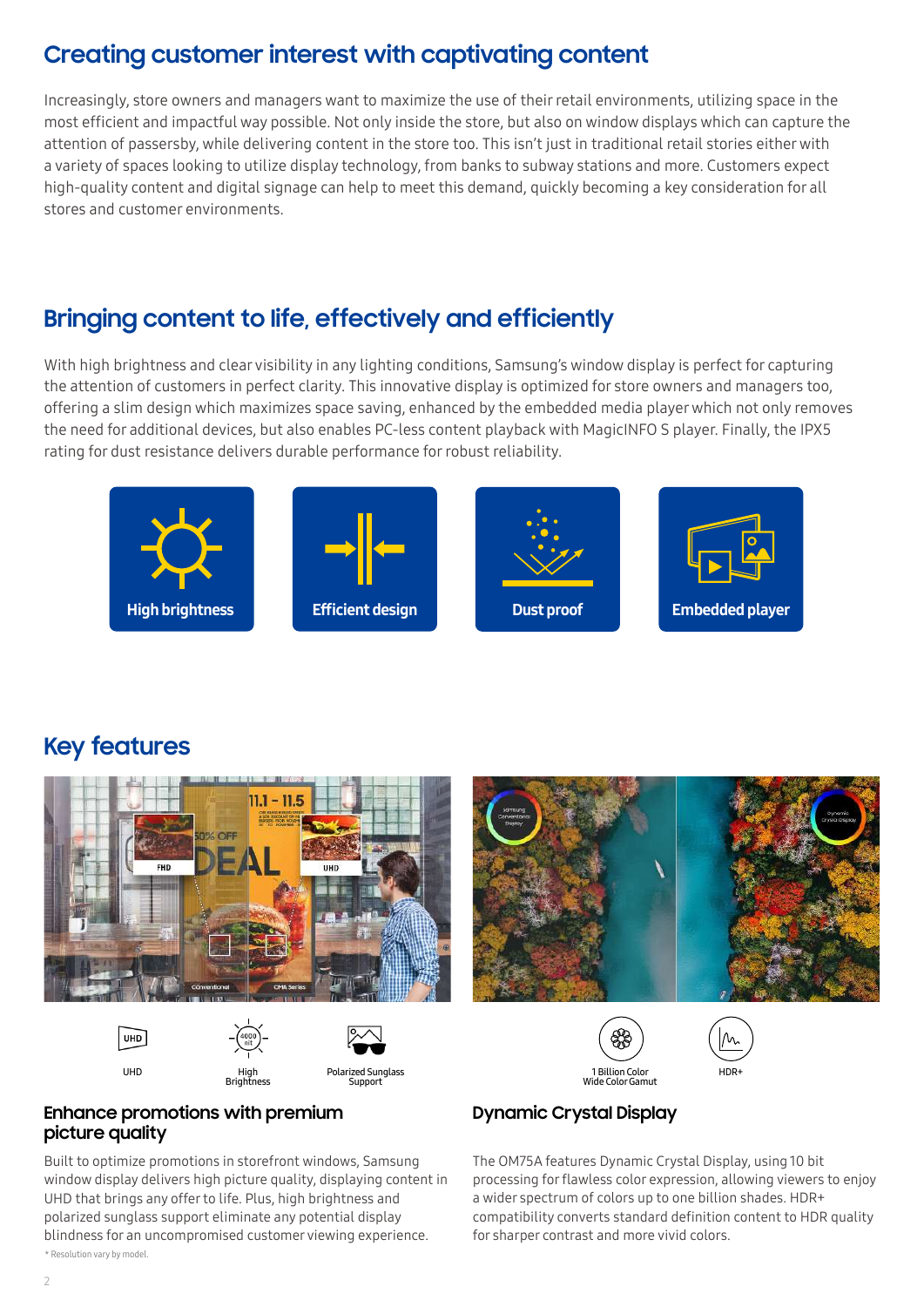## Creating customer interest with captivating content

Increasingly, store owners and managers want to maximize the use of their retail environments, utilizing space in the most efficient and impactful way possible. Not only inside the store, but also on window displays which can capture the attention of passersby, while delivering content in the store too. This isn't just in traditional retail stories either with a variety of spaces looking to utilize display technology, from banks to subway stations and more. Customers expect high-quality content and digital signage can help to meet this demand, quickly becoming a key consideration for all stores and customer environments.

## Bringing content to life, effectively and efficiently

With high brightness and clear visibility in any lighting conditions, Samsung's window display is perfect for capturing the attention of customers in perfect clarity. This innovative display is optimized for store owners and managers too, offering a slim design which maximizes space saving, enhanced by the embedded media player which not only removes the need for additional devices, but also enables PC-less content playback with MagicINFO S player. Finally, the IPX5 rating for dust resistance delivers durable performance for robust reliability.

High brightness

Efficient design

Dust proof

Embedded player

## Key features

UHD

High Brightness

Polarized Sunglass Support

### Enhance promotions with premium picture quality

Built to optimize promotions in storefront windows, Samsung window display delivers high picture quality, displaying content in UHD that brings any offer to life. Plus, high brightness and polarized sunglass support eliminate any potential display blindness for an uncompromised customer viewing experience.

* Resolution vary by model.

1 Billion Color Wide Color Gamut

HDR+

### Dynamic Crystal Display

The OM75A features Dynamic Crystal Display, using 10 bit processing for flawless color expression, allowing viewers to enjoy a wider spectrum of colors up to one billion shades. HDR+ compatibility converts standard definition content to HDR quality for sharper contrast and more vivid colors.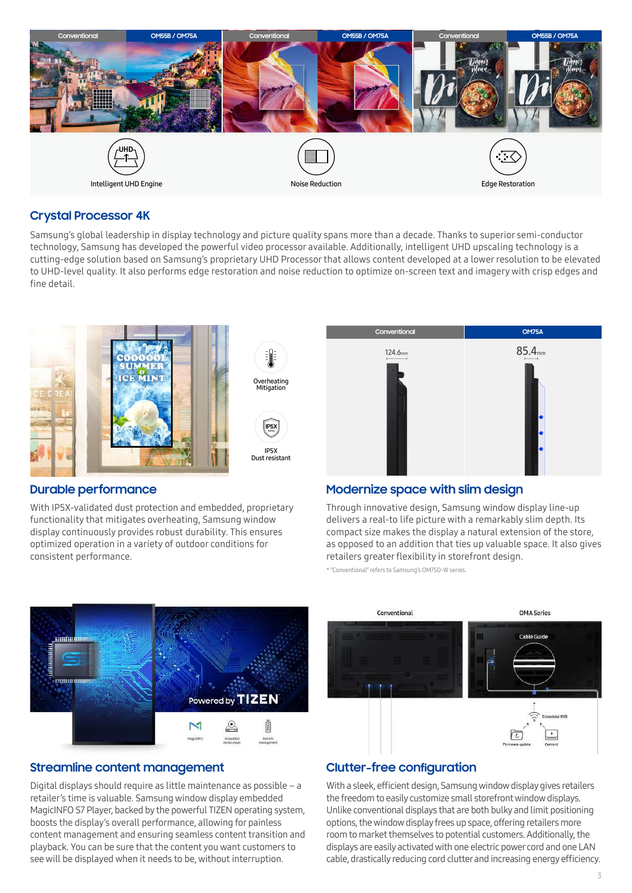Intelligent UHD Engine

Noise Reduction

Edge Restoration

## Crystal Processor 4K

Samsung's global leadership in display technology and picture quality spans more than a decade. Thanks to superior semi-conductor technology, Samsung has developed the powerful video processor available. Additionally, intelligent UHD upscaling technology is a cutting-edge solution based on Samsung's proprietary UHD Processor that allows content developed at a lower resolution to be elevated to UHD-level quality. It also performs edge restoration and noise reduction to optimize on-screen text and imagery with crisp edges and fine detail.

Overheating Mitigation

IP5X Dust resistant

## Durable performance

With IP5X-validated dust protection and embedded, proprietary functionality that mitigates overheating, Samsung window display continuously provides robust durability. This ensures optimized operation in a variety of outdoor conditions for consistent performance.

| Conventional | OM75A |
| --- | --- |
| 124.6mm | 85.4mm |

## Modernize space with slim design

Through innovative design, Samsung window display line-up delivers a real-to life picture with a remarkably slim depth. Its compact size makes the display a natural extension of the store, as opposed to an addition that ties up valuable space. It also gives retailers greater flexibility in storefront design.

* "Conventional" refers to Samsung's OM75D-W series.

## Streamline content management

Digital displays should require as little maintenance as possible – a retailer's time is valuable. Samsung window display embedded MagicINFO S7 Player, backed by the powerful TIZEN operating system, boosts the display's overall performance, allowing for painless content management and ensuring seamless content transition and playback. You can be sure that the content you want customers to see will be displayed when it needs to be, without interruption.

## Clutter-free configuration

With a sleek, efficient design, Samsung window display gives retailers the freedom to easily customize small storefront window displays. Unlike conventional displays that are both bulky and limit positioning options, the window display frees up space, offering retailers more room to market themselves to potential customers. Additionally, the displays are easily activated with one electric power cord and one LAN cable, drastically reducing cord clutter and increasing energy efficiency.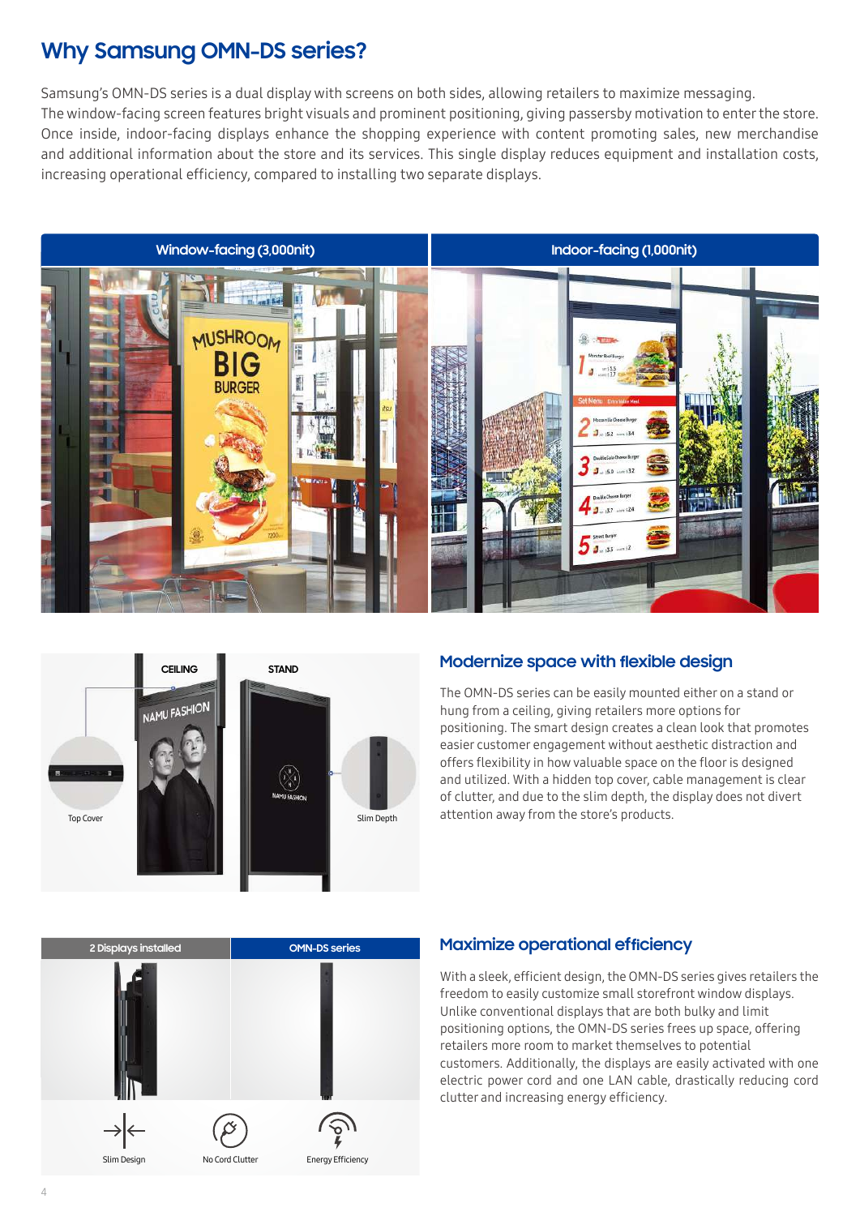# Why Samsung OMN-DS series?

Samsung's OMN-DS series is a dual display with screens on both sides, allowing retailers to maximize messaging. The window-facing screen features bright visuals and prominent positioning, giving passersby motivation to enter the store. Once inside, indoor-facing displays enhance the shopping experience with content promoting sales, new merchandise and additional information about the store and its services. This single display reduces equipment and installation costs, increasing operational efficiency, compared to installing two separate displays.

| Window-facing (3,000nit) | Indoor-facing (1,000nit) |
| --- | --- |

CEILING | STAND

Top Cover | Slim Depth

## Modernize space with flexible design

The OMN-DS series can be easily mounted either on a stand or hung from a ceiling, giving retailers more options for positioning. The smart design creates a clean look that promotes easier customer engagement without aesthetic distraction and offers flexibility in how valuable space on the floor is designed and utilized. With a hidden top cover, cable management is clear of clutter, and due to the slim depth, the display does not divert attention away from the store's products.

| 2 Displays installed | OMN-DS series |
| --- | --- |

Slim Design | No Cord Clutter | Energy Efficiency

## Maximize operational efficiency

With a sleek, efficient design, the OMN-DS series gives retailers the freedom to easily customize small storefront window displays. Unlike conventional displays that are both bulky and limit positioning options, the OMN-DS series frees up space, offering retailers more room to market themselves to potential customers. Additionally, the displays are easily activated with one electric power cord and one LAN cable, drastically reducing cord clutter and increasing energy efficiency.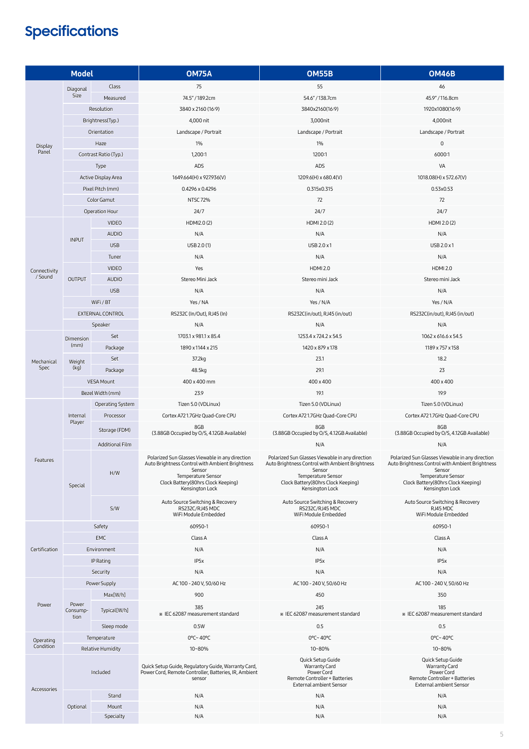# Specifications

| Model | | | OM75A | OM55B | OM46B |
|---|---|---|---|---|---|
| Display Panel | Diagonal Size | Class | 75 | 55 | 46 |
| | | Measured | 74.5" / 189.2cm | 54.6" / 138.7cm | 45.9" / 116.8cm |
| | Resolution | | 3840 x 2160 (16:9) | 3840x2160(16:9) | 1920x1080(16:9) |
| | Brightness(Typ.) | | 4,000 nit | 3,000nit | 4,000nit |
| | Orientation | | Landscape / Portrait | Landscape / Portrait | Landscape / Portrait |
| | Haze | | 1% | 1% | 0 |
| | Contrast Ratio (Typ.) | | 1,200:1 | 1200:1 | 6000:1 |
| | Type | | ADS | ADS | VA |
| | Active Display Area | | 1649.664(H) x 927.936(V) | 1209.6(H) x 680.4(V) | 1018.08(H) x 572.67(V) |
| | Pixel Pitch (mm) | | 0.4296 x 0.4296 | 0.315x0.315 | 0.53x0.53 |
| | Color Gamut | | NTSC 72% | 72 | 72 |
| | Operation Hour | | 24/7 | 24/7 | 24/7 |
| Connectivity / Sound | INPUT | VIDEO | HDMI2.0 (2) | HDMI 2.0 (2) | HDMI 2.0 (2) |
| | | AUDIO | N/A | N/A | N/A |
| | | USB | USB 2.0 (1) | USB 2.0 x 1 | USB 2.0 x 1 |
| | | Tuner | N/A | N/A | N/A |
| | OUTPUT | VIDEO | Yes | HDMI 2.0 | HDMI 2.0 |
| | | AUDIO | Stereo Mini Jack | Stereo mini Jack | Stereo mini Jack |
| | | USB | N/A | N/A | N/A |
| | WiFi / BT | | Yes / NA | Yes / N/A | Yes / N/A |
| | EXTERNAL CONTROL | | RS232C (In/Out), RJ45 (In) | RS232C(in/out), RJ45 (in/out) | RS232C(in/out), RJ45 (in/out) |
| | Speaker | | N/A | N/A | N/A |
| Mechanical Spec | Dimension (mm) | Set | 1703.1 x 981.1 x 85.4 | 1253.4 x 724.2 x 54.5 | 1062 x 616.6 x 54.5 |
| | | Package | 1890 x 1144 x 215 | 1420 x 879 x 178 | 1189 x 757 x 158 |
| | Weight (kg) | Set | 37.2kg | 23.1 | 18.2 |
| | | Package | 48.5kg | 29.1 | 23 |
| | VESA Mount | | 400 x 400 mm | 400 x 400 | 400 x 400 |
| | Bezel Width (mm) | | 23.9 | 19.1 | 19.9 |
| Features | Internal Player | Operating System | Tizen 5.0 (VDLinux) | Tizen 5.0 (VDLinux) | Tizen 5.0 (VDLinux) |
| | | Processor | Cortex A72 1.7GHz Quad-Core CPU | Cortex A72 1.7GHz Quad-Core CPU | Cortex A72 1.7GHz Quad-Core CPU |
| | | Storage (FDM) | 8GB (3.88GB Occupied by O/S, 4.12GB Available) | 8GB (3.88GB Occupied by O/S, 4.12GB Available) | 8GB (3.88GB Occupied by O/S, 4.12GB Available) |
| | | Additional Film | | N/A | N/A |
| | Special | H/W | Polarized Sun Glasses Viewable in any direction<br>Auto Brightness Control with Ambient Brightness Sensor<br>Temperature Sensor<br>Clock Battery(80hrs Clock Keeping)<br>Kensington Lock | Polarized Sun Glasses Viewable in any direction<br>Auto Brightness Control with Ambient Brightness Sensor<br>Temperature Sensor<br>Clock Battery(80hrs Clock Keeping)<br>Kensington Lock | Polarized Sun Glasses Viewable in any direction<br>Auto Brightness Control with Ambient Brightness Sensor<br>Temperature Sensor<br>Clock Battery(80hrs Clock Keeping)<br>Kensington Lock |
| | | S/W | Auto Source Switching & Recovery<br>RS232C/RJ45 MDC<br>WiFi Module Embedded | Auto Source Switching & Recovery<br>RS232C/RJ45 MDC<br>WiFi Module Embedded | Auto Source Switching & Recovery<br>RJ45 MDC<br>WiFi Module Embedded |
| Certification | Safety | | 60950-1 | 60950-1 | 60950-1 |
| | EMC | | Class A | Class A | Class A |
| | Environment | | N/A | N/A | N/A |
| | IP Rating | | IP5x | IP5x | IP5x |
| | Security | | N/A | N/A | N/A |
| Power | Power Supply | | AC 100 - 240 V, 50/60 Hz | AC 100 - 240 V, 50/60 Hz | AC 100 - 240 V, 50/60 Hz |
| | Power Consumption | Max[W/h] | 900 | 450 | 350 |
| | | Typical[W/h] | 385<br>※ IEC 62087 measurement standard | 245<br>※ IEC 62087 measurement standard | 185<br>※ IEC 62087 measurement standard |
| | | Sleep mode | 0.5W | 0.5 | 0.5 |
| Operating Condition | Temperature | | 0°C~ 40°C | 0°C~ 40°C | 0°C~ 40°C |
| | Relative Humidity | | 10~80% | 10~80% | 10~80% |
| Accessories | Included | | Quick Setup Guide, Regulatory Guide, Warranty Card, Power Cord, Remote Controller, Batteries, IR, Ambient sensor | Quick Setup Guide<br>Warranty Card<br>Power Cord<br>Remote Controller + Batteries<br>External ambient Sensor | Quick Setup Guide<br>Warranty Card<br>Power Cord<br>Remote Controller + Batteries<br>External ambient Sensor |
| | Optional | Stand | N/A | N/A | N/A |
| | | Mount | N/A | N/A | N/A |
| | | Specialty | N/A | N/A | N/A |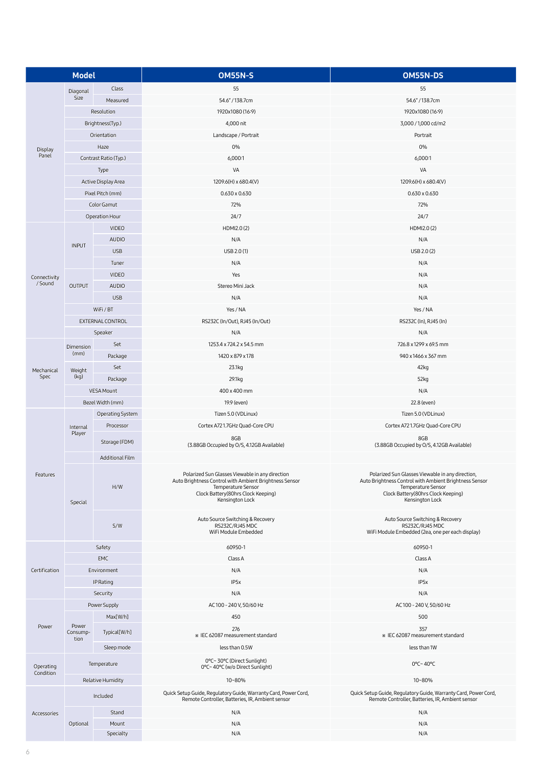| Model | | | OM55N-S | OM55N-DS |
|---|---|---|---|---|
| Display Panel | Diagonal Size | Class | 55 | 55 |
| | | Measured | 54.6" / 138.7cm | 54.6" / 138.7cm |
| | Resolution | | 1920x1080 (16:9) | 1920x1080 (16:9) |
| | Brightness(Typ.) | | 4,000 nit | 3,000 / 1,000 cd/m2 |
| | Orientation | | Landscape / Portrait | Portrait |
| | Haze | | 0% | 0% |
| | Contrast Ratio (Typ.) | | 6,000:1 | 6,000:1 |
| | Type | | VA | VA |
| | Active Display Area | | 1209.6(H) x 680.4(V) | 1209.6(H) x 680.4(V) |
| | Pixel Pitch (mm) | | 0.630 x 0.630 | 0.630 x 0.630 |
| | Color Gamut | | 72% | 72% |
| | Operation Hour | | 24/7 | 24/7 |
| Connectivity / Sound | INPUT | VIDEO | HDMI2.0 (2) | HDMI2.0 (2) |
| | | AUDIO | N/A | N/A |
| | | USB | USB 2.0 (1) | USB 2.0 (2) |
| | | Tuner | N/A | N/A |
| | OUTPUT | VIDEO | Yes | N/A |
| | | AUDIO | Stereo Mini Jack | N/A |
| | | USB | N/A | N/A |
| | WiFi / BT | | Yes / NA | Yes / NA |
| | EXTERNAL CONTROL | | RS232C (In/Out), RJ45 (In/Out) | RS232C (In), RJ45 (In) |
| | Speaker | | N/A | N/A |
| Mechanical Spec | Dimension (mm) | Set | 1253.4 x 724.2 x 54.5 mm | 726.8 x 1299 x 69.5 mm |
| | | Package | 1420 x 879 x 178 | 940 x 1466 x 367 mm |
| | Weight (kg) | Set | 23.1kg | 42kg |
| | | Package | 29.1kg | 52kg |
| | VESA Mount | | 400 x 400 mm | N/A |
| | Bezel Width (mm) | | 19.9 (even) | 22.8 (even) |
| Features | Internal Player | Operating System | Tizen 5.0 (VDLinux) | Tizen 5.0 (VDLinux) |
| | | Processor | Cortex A72 1.7GHz Quad-Core CPU | Cortex A72 1.7GHz Quad-Core CPU |
| | | Storage (FDM) | 8GB (3.88GB Occupied by O/S, 4.12GB Available) | 8GB (3.88GB Occupied by O/S, 4.12GB Available) |
| | | Additional Film | | |
| | Special | H/W | Polarized Sun Glasses Viewable in any direction<br>Auto Brightness Control with Ambient Brightness Sensor<br>Temperature Sensor<br>Clock Battery(80hrs Clock Keeping)<br>Kensington Lock | Polarized Sun Glasses Viewable in any direction,<br>Auto Brightness Control with Ambient Brightness Sensor<br>Temperature Sensor<br>Clock Battery(80hrs Clock Keeping)<br>Kensington Lock |
| | | S/W | Auto Source Switching & Recovery<br>RS232C/RJ45 MDC<br>WiFi Module Embedded | Auto Source Switching & Recovery<br>RS232C/RJ45 MDC<br>WiFi Module Embedded (2ea, one per each display) |
| Certification | Safety | | 60950-1 | 60950-1 |
| | EMC | | Class A | Class A |
| | Environment | | N/A | N/A |
| | IP Rating | | IP5x | IP5x |
| | Security | | N/A | N/A |
| Power | Power Supply | | AC 100 - 240 V, 50/60 Hz | AC 100 - 240 V, 50/60 Hz |
| | Power Consumption | Max[W/h] | 450 | 500 |
| | | Typical[W/h] | 276<br>※ IEC 62087 measurement standard | 357<br>※ IEC 62087 measurement standard |
| | | Sleep mode | less than 0.5W | less than 1W |
| Operating Condition | Temperature | | 0°C~ 30°C (Direct Sunlight)<br>0°C~ 40°C (w/o Direct Sunlight) | 0°C~ 40°C |
| | Relative Humidity | | 10~80% | 10~80% |
| Accessories | Included | | Quick Setup Guide, Regulatory Guide, Warranty Card, Power Cord, Remote Controller, Batteries, IR, Ambient sensor | Quick Setup Guide, Regulatory Guide, Warranty Card, Power Cord, Remote Controller, Batteries, IR, Ambient sensor |
| | Optional | Stand | N/A | N/A |
| | | Mount | N/A | N/A |
| | | Specialty | N/A | N/A |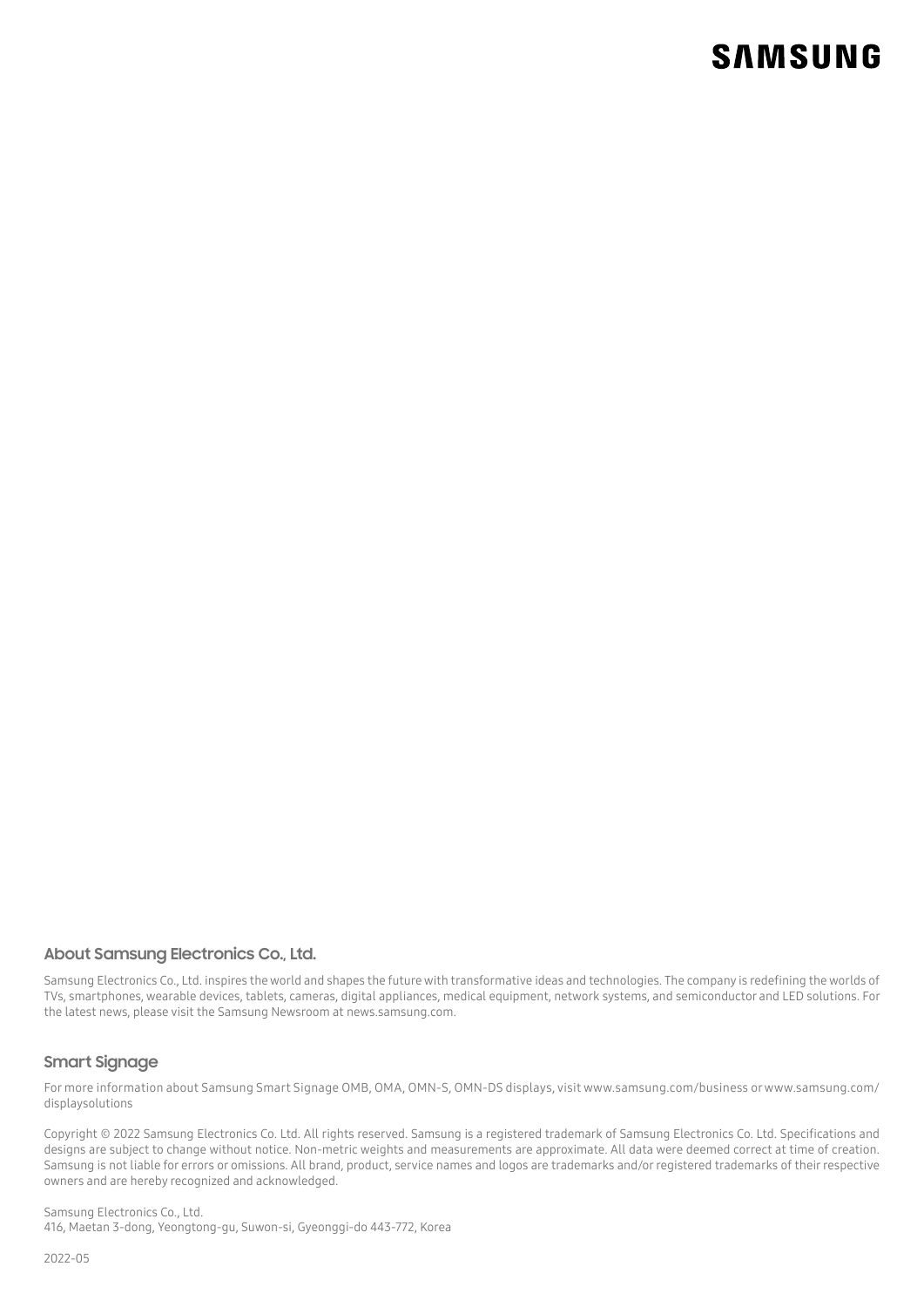SAMSUNG

## About Samsung Electronics Co., Ltd.

Samsung Electronics Co., Ltd. inspires the world and shapes the future with transformative ideas and technologies. The company is redefining the worlds of TVs, smartphones, wearable devices, tablets, cameras, digital appliances, medical equipment, network systems, and semiconductor and LED solutions. For the latest news, please visit the Samsung Newsroom at news.samsung.com.

## Smart Signage

For more information about Samsung Smart Signage OMB, OMA, OMN-S, OMN-DS displays, visit www.samsung.com/business or www.samsung.com/displaysolutions

Copyright © 2022 Samsung Electronics Co. Ltd. All rights reserved. Samsung is a registered trademark of Samsung Electronics Co. Ltd. Specifications and designs are subject to change without notice. Non-metric weights and measurements are approximate. All data were deemed correct at time of creation. Samsung is not liable for errors or omissions. All brand, product, service names and logos are trademarks and/or registered trademarks of their respective owners and are hereby recognized and acknowledged.

Samsung Electronics Co., Ltd.
416, Maetan 3-dong, Yeongtong-gu, Suwon-si, Gyeonggi-do 443-772, Korea

2022-05